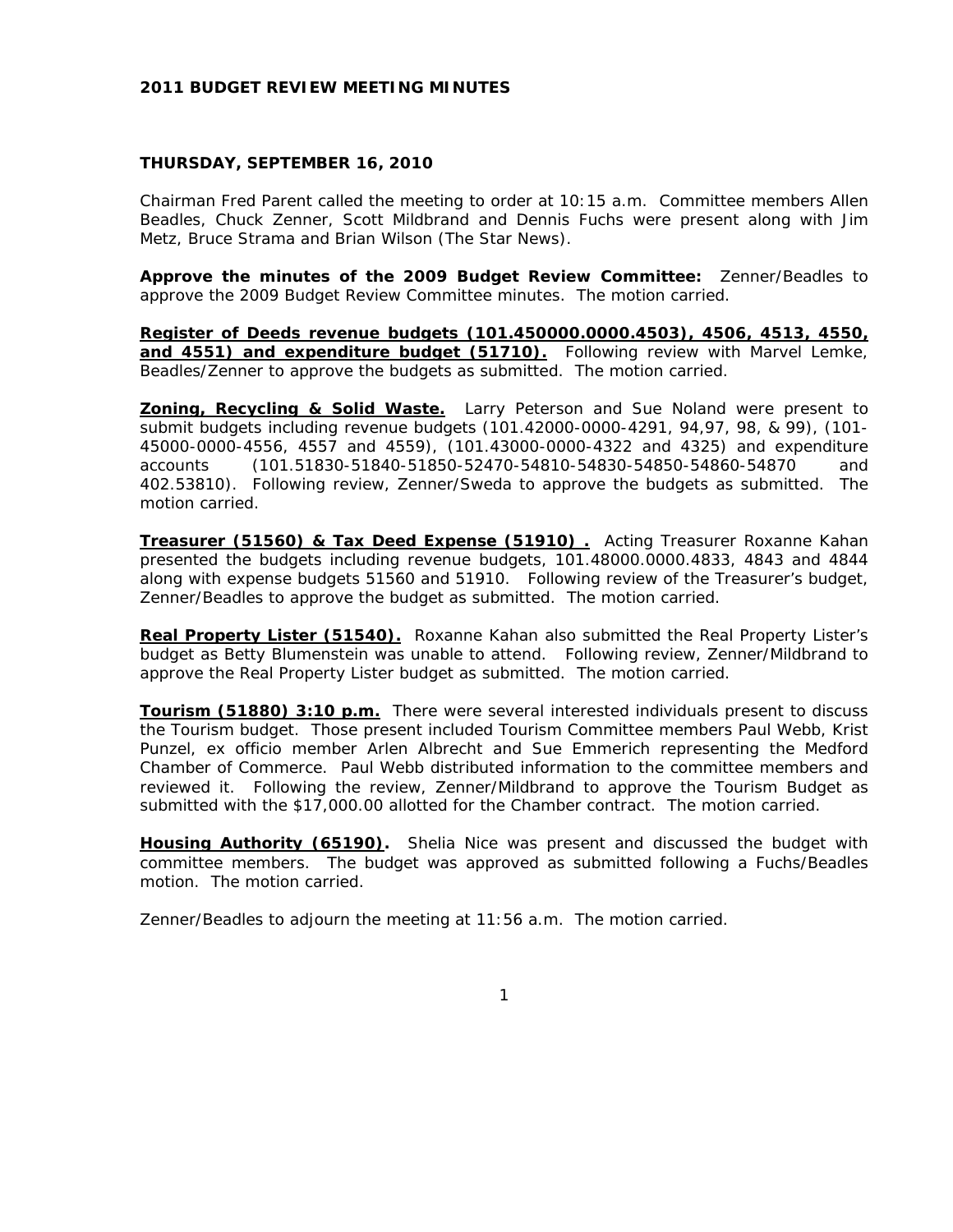**2011 BUDGET REVIEW MEETING MINUTES**

**THURSDAY, SEPTEMBER 16, 2010**

Chairman Fred Parent called the meeting to order at 10:15 a.m. Committee members Allen Beadles, Chuck Zenner, Scott Mildbrand and Dennis Fuchs were present along with Jim Metz, Bruce Strama and Brian Wilson (The Star News).

**Approve the minutes of the 2009 Budget Review Committee:** Zenner/Beadles to approve the 2009 Budget Review Committee minutes. The motion carried.

**Register of Deeds revenue budgets (101.450000.0000.4503), 4506, 4513, 4550, and 4551) and expenditure budget (51710).** Following review with Marvel Lemke, Beadles/Zenner to approve the budgets as submitted. The motion carried.

**Zoning, Recycling & Solid Waste.** Larry Peterson and Sue Noland were present to submit budgets including revenue budgets (101.42000-0000-4291, 94,97, 98, & 99), (101-45000-0000-4556, 4557 and 4559), (101.43000-0000-4322 and 4325) and expenditure accounts (101.51830-51840-51850-52470-54810-54830-54850-54860-54870 and 402.53810). Following review, Zenner/Sweda to approve the budgets as submitted. The motion carried.

**Treasurer (51560) & Tax Deed Expense (51910) .** Acting Treasurer Roxanne Kahan presented the budgets including revenue budgets, 101.48000.0000.4833, 4843 and 4844 along with expense budgets 51560 and 51910. Following review of the Treasurer's budget, Zenner/Beadles to approve the budget as submitted. The motion carried.

**Real Property Lister (51540).** Roxanne Kahan also submitted the Real Property Lister's budget as Betty Blumenstein was unable to attend. Following review, Zenner/Mildbrand to approve the Real Property Lister budget as submitted. The motion carried.

**Tourism (51880) 3:10 p.m.** There were several interested individuals present to discuss the Tourism budget. Those present included Tourism Committee members Paul Webb, Krist Punzel, ex officio member Arlen Albrecht and Sue Emmerich representing the Medford Chamber of Commerce. Paul Webb distributed information to the committee members and reviewed it. Following the review, Zenner/Mildbrand to approve the Tourism Budget as submitted with the $17,000.00 allotted for the Chamber contract. The motion carried.

**Housing Authority (65190).** Shelia Nice was present and discussed the budget with committee members. The budget was approved as submitted following a Fuchs/Beadles motion. The motion carried.

Zenner/Beadles to adjourn the meeting at 11:56 a.m. The motion carried.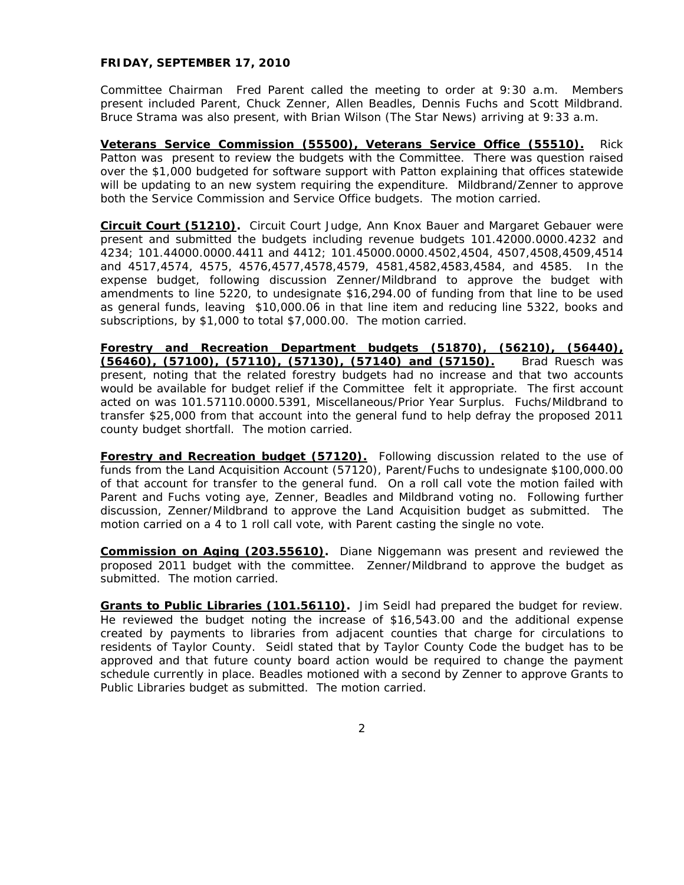**FRIDAY, SEPTEMBER 17, 2010**

Committee Chairman Fred Parent called the meeting to order at 9:30 a.m. Members present included Parent, Chuck Zenner, Allen Beadles, Dennis Fuchs and Scott Mildbrand. Bruce Strama was also present, with Brian Wilson (The Star News) arriving at 9:33 a.m.

**Veterans Service Commission (55500), Veterans Service Office (55510).** Rick Patton was present to review the budgets with the Committee. There was question raised over the $1,000 budgeted for software support with Patton explaining that offices statewide will be updating to an new system requiring the expenditure. Mildbrand/Zenner to approve both the Service Commission and Service Office budgets. The motion carried.

**Circuit Court (51210).** Circuit Court Judge, Ann Knox Bauer and Margaret Gebauer were present and submitted the budgets including revenue budgets 101.42000.0000.4232 and 4234; 101.44000.0000.4411 and 4412; 101.45000.0000.4502,4504, 4507,4508,4509,4514 and 4517,4574, 4575, 4576,4577,4578,4579, 4581,4582,4583,4584, and 4585. In the expense budget, following discussion Zenner/Mildbrand to approve the budget with amendments to line 5220, to undesignate $16,294.00 of funding from that line to be used as general funds, leaving $10,000.06 in that line item and reducing line 5322, books and subscriptions, by $1,000 to total $7,000.00. The motion carried.

**Forestry and Recreation Department budgets (51870), (56210), (56440), (56460), (57100), (57110), (57130), (57140) and (57150).** Brad Ruesch was present, noting that the related forestry budgets had no increase and that two accounts would be available for budget relief if the Committee felt it appropriate. The first account acted on was 101.57110.0000.5391, Miscellaneous/Prior Year Surplus. Fuchs/Mildbrand to transfer $25,000 from that account into the general fund to help defray the proposed 2011 county budget shortfall. The motion carried.

**Forestry and Recreation budget (57120).** Following discussion related to the use of funds from the Land Acquisition Account (57120), Parent/Fuchs to undesignate $100,000.00 of that account for transfer to the general fund. On a roll call vote the motion failed with Parent and Fuchs voting aye, Zenner, Beadles and Mildbrand voting no. Following further discussion, Zenner/Mildbrand to approve the Land Acquisition budget as submitted. The motion carried on a 4 to 1 roll call vote, with Parent casting the single no vote.

**Commission on Aging (203.55610).** Diane Niggemann was present and reviewed the proposed 2011 budget with the committee. Zenner/Mildbrand to approve the budget as submitted. The motion carried.

**Grants to Public Libraries (101.56110).** Jim Seidl had prepared the budget for review. He reviewed the budget noting the increase of $16,543.00 and the additional expense created by payments to libraries from adjacent counties that charge for circulations to residents of Taylor County. Seidl stated that by Taylor County Code the budget has to be approved and that future county board action would be required to change the payment schedule currently in place. Beadles motioned with a second by Zenner to approve Grants to Public Libraries budget as submitted. The motion carried.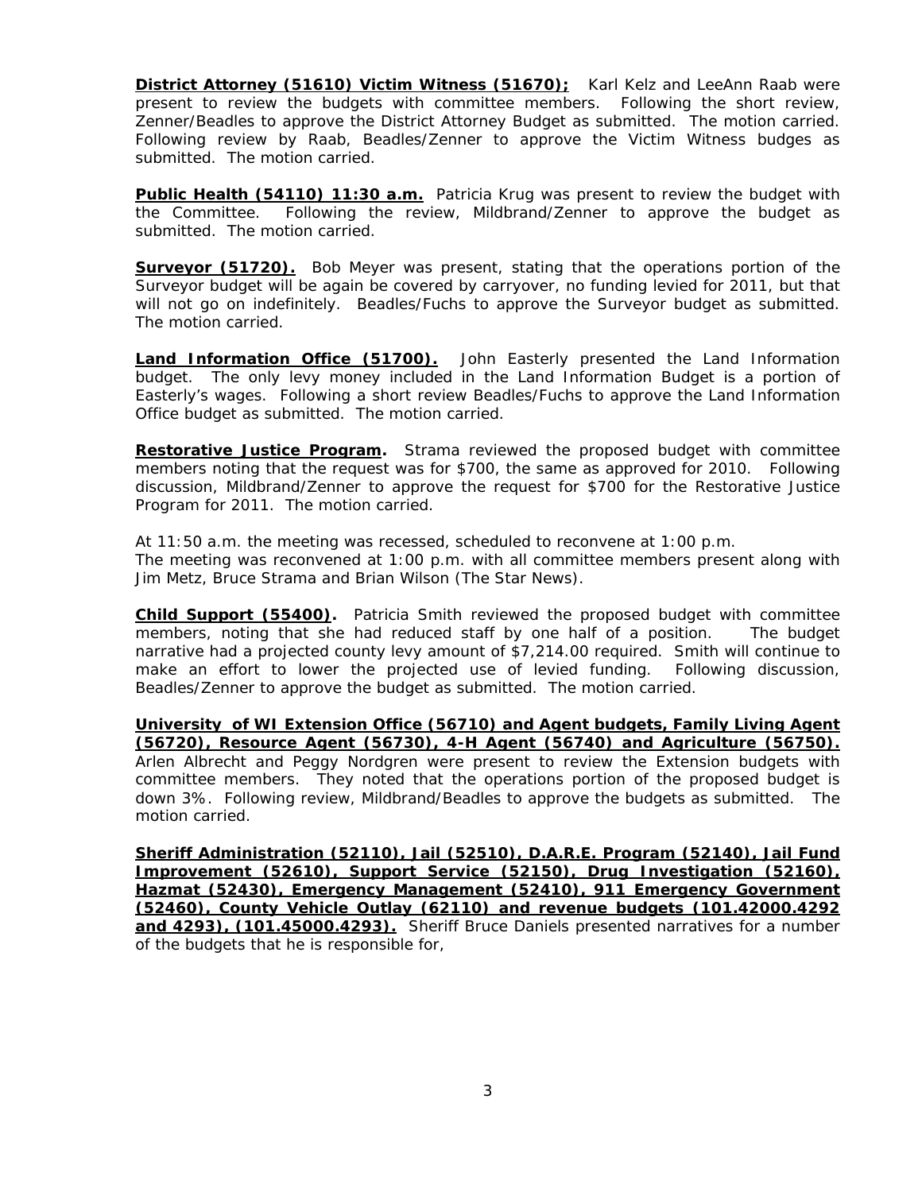**District Attorney (51610) Victim Witness (51670);** Karl Kelz and LeeAnn Raab were present to review the budgets with committee members. Following the short review, Zenner/Beadles to approve the District Attorney Budget as submitted. The motion carried. Following review by Raab, Beadles/Zenner to approve the Victim Witness budges as submitted. The motion carried.

**Public Health (54110) 11:30 a.m.** Patricia Krug was present to review the budget with the Committee. Following the review, Mildbrand/Zenner to approve the budget as submitted. The motion carried.

**Surveyor (51720).** Bob Meyer was present, stating that the operations portion of the Surveyor budget will be again be covered by carryover, no funding levied for 2011, but that will not go on indefinitely. Beadles/Fuchs to approve the Surveyor budget as submitted. The motion carried.

**Land Information Office (51700).** John Easterly presented the Land Information budget. The only levy money included in the Land Information Budget is a portion of Easterly's wages. Following a short review Beadles/Fuchs to approve the Land Information Office budget as submitted. The motion carried.

**Restorative Justice Program.** Strama reviewed the proposed budget with committee members noting that the request was for $700, the same as approved for 2010. Following discussion, Mildbrand/Zenner to approve the request for $700 for the Restorative Justice Program for 2011. The motion carried.

At 11:50 a.m. the meeting was recessed, scheduled to reconvene at 1:00 p.m.
The meeting was reconvened at 1:00 p.m. with all committee members present along with Jim Metz, Bruce Strama and Brian Wilson (The Star News).

**Child Support (55400).** Patricia Smith reviewed the proposed budget with committee members, noting that she had reduced staff by one half of a position. The budget narrative had a projected county levy amount of $7,214.00 required. Smith will continue to make an effort to lower the projected use of levied funding. Following discussion, Beadles/Zenner to approve the budget as submitted. The motion carried.

**University of WI Extension Office (56710) and Agent budgets, Family Living Agent (56720), Resource Agent (56730), 4-H Agent (56740) and Agriculture (56750).** Arlen Albrecht and Peggy Nordgren were present to review the Extension budgets with committee members. They noted that the operations portion of the proposed budget is down 3%. Following review, Mildbrand/Beadles to approve the budgets as submitted. The motion carried.

**Sheriff Administration (52110), Jail (52510), D.A.R.E. Program (52140), Jail Fund Improvement (52610), Support Service (52150), Drug Investigation (52160), Hazmat (52430), Emergency Management (52410), 911 Emergency Government (52460), County Vehicle Outlay (62110) and revenue budgets (101.42000.4292 and 4293), (101.45000.4293).** Sheriff Bruce Daniels presented narratives for a number of the budgets that he is responsible for,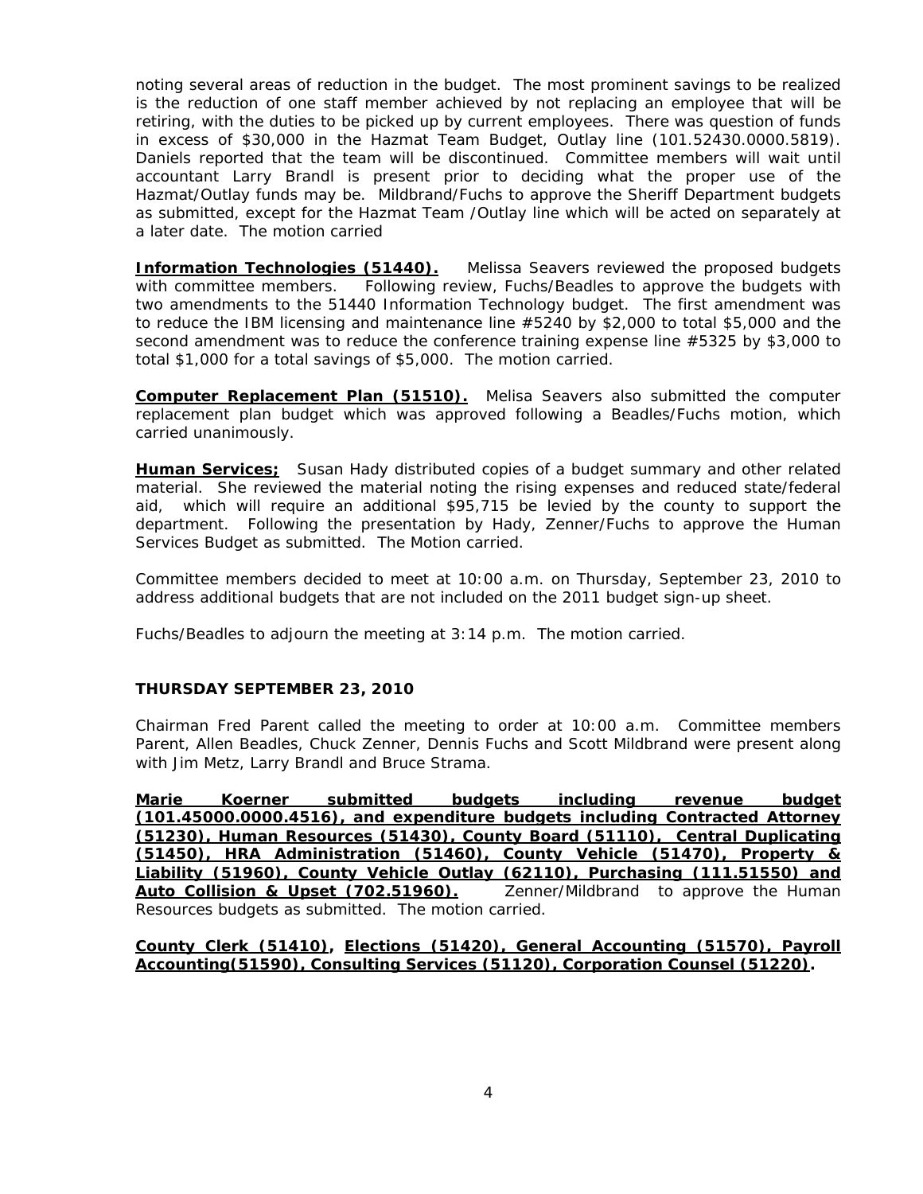noting several areas of reduction in the budget. The most prominent savings to be realized is the reduction of one staff member achieved by not replacing an employee that will be retiring, with the duties to be picked up by current employees. There was question of funds in excess of $30,000 in the Hazmat Team Budget, Outlay line (101.52430.0000.5819). Daniels reported that the team will be discontinued. Committee members will wait until accountant Larry Brandl is present prior to deciding what the proper use of the Hazmat/Outlay funds may be. Mildbrand/Fuchs to approve the Sheriff Department budgets as submitted, except for the Hazmat Team /Outlay line which will be acted on separately at a later date. The motion carried

**<u>Information Technologies (51440).</u>** Melissa Seavers reviewed the proposed budgets with committee members. Following review, Fuchs/Beadles to approve the budgets with two amendments to the 51440 Information Technology budget. The first amendment was to reduce the IBM licensing and maintenance line #5240 by $2,000 to total $5,000 and the second amendment was to reduce the conference training expense line #5325 by $3,000 to total $1,000 for a total savings of $5,000. The motion carried.

**<u>Computer Replacement Plan (51510).</u>** Melisa Seavers also submitted the computer replacement plan budget which was approved following a Beadles/Fuchs motion, which carried unanimously.

**<u>Human Services;</u>** Susan Hady distributed copies of a budget summary and other related material. She reviewed the material noting the rising expenses and reduced state/federal aid, which will require an additional $95,715 be levied by the county to support the department. Following the presentation by Hady, Zenner/Fuchs to approve the Human Services Budget as submitted. The Motion carried.

Committee members decided to meet at 10:00 a.m. on Thursday, September 23, 2010 to address additional budgets that are not included on the 2011 budget sign-up sheet.

Fuchs/Beadles to adjourn the meeting at 3:14 p.m. The motion carried.

**THURSDAY SEPTEMBER 23, 2010**

Chairman Fred Parent called the meeting to order at 10:00 a.m. Committee members Parent, Allen Beadles, Chuck Zenner, Dennis Fuchs and Scott Mildbrand were present along with Jim Metz, Larry Brandl and Bruce Strama.

**<u>Marie Koerner submitted budgets including revenue budget (101.45000.0000.4516), and expenditure budgets including Contracted Attorney (51230), Human Resources (51430), County Board (51110), Central Duplicating (51450), HRA Administration (51460), County Vehicle (51470), Property & Liability (51960), County Vehicle Outlay (62110), Purchasing (111.51550) and Auto Collision & Upset (702.51960).</u>** Zenner/Mildbrand to approve the Human Resources budgets as submitted. The motion carried.

**<u>County Clerk (51410), Elections (51420), General Accounting (51570), Payroll Accounting(51590), Consulting Services (51120), Corporation Counsel (51220).</u>**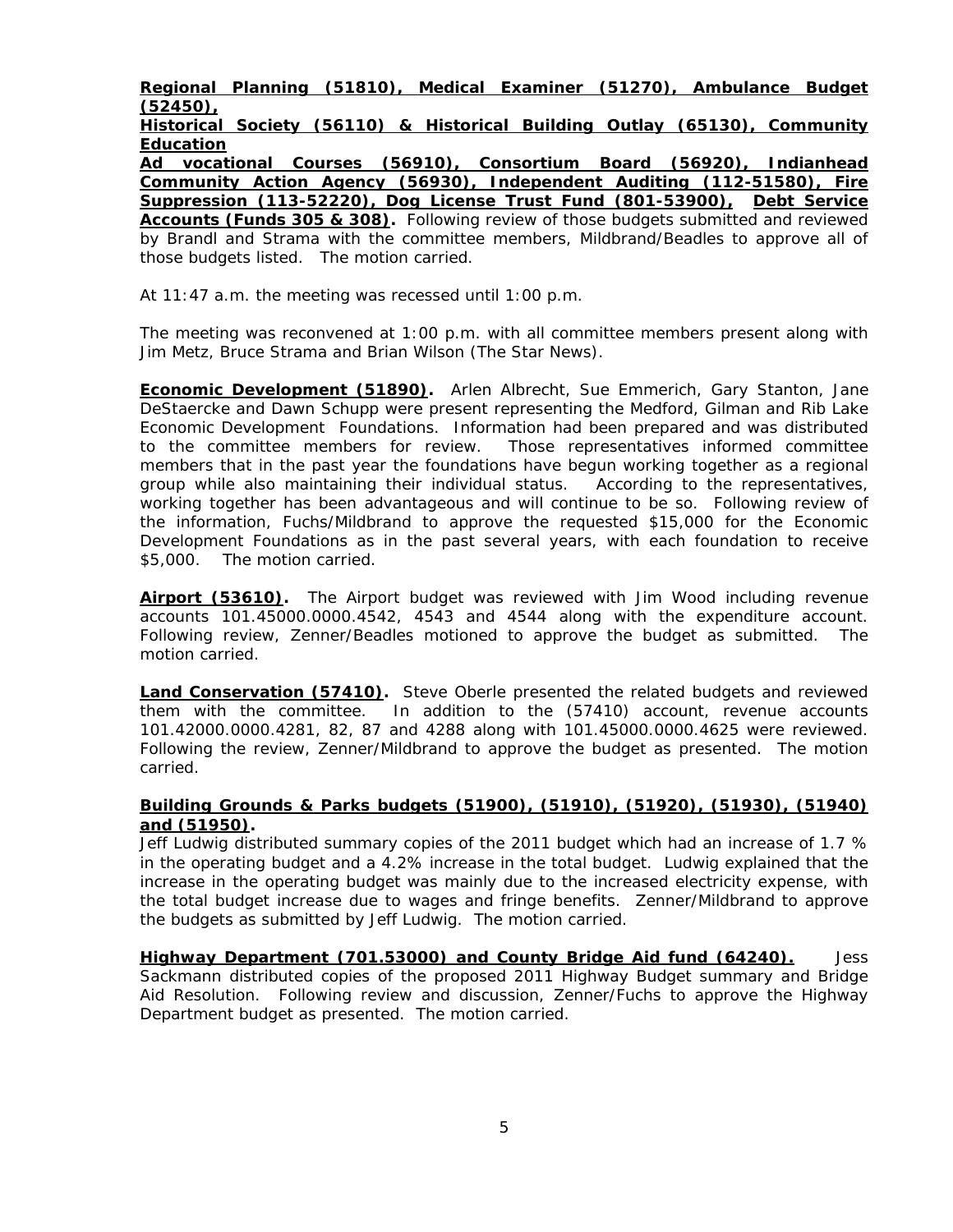**Regional Planning (51810), Medical Examiner (51270), Ambulance Budget (52450), Historical Society (56110) & Historical Building Outlay (65130), Community Education Ad vocational Courses (56910), Consortium Board (56920), Indianhead Community Action Agency (56930), Independent Auditing (112-51580), Fire Suppression (113-52220), Dog License Trust Fund (801-53900), Debt Service Accounts (Funds 305 & 308).** Following review of those budgets submitted and reviewed by Brandl and Strama with the committee members, Mildbrand/Beadles to approve all of those budgets listed. The motion carried.

At 11:47 a.m. the meeting was recessed until 1:00 p.m.

The meeting was reconvened at 1:00 p.m. with all committee members present along with Jim Metz, Bruce Strama and Brian Wilson (The Star News).

**Economic Development (51890).** Arlen Albrecht, Sue Emmerich, Gary Stanton, Jane DeStaercke and Dawn Schupp were present representing the Medford, Gilman and Rib Lake Economic Development Foundations. Information had been prepared and was distributed to the committee members for review. Those representatives informed committee members that in the past year the foundations have begun working together as a regional group while also maintaining their individual status. According to the representatives, working together has been advantageous and will continue to be so. Following review of the information, Fuchs/Mildbrand to approve the requested $15,000 for the Economic Development Foundations as in the past several years, with each foundation to receive $5,000. The motion carried.

**Airport (53610).** The Airport budget was reviewed with Jim Wood including revenue accounts 101.45000.0000.4542, 4543 and 4544 along with the expenditure account. Following review, Zenner/Beadles motioned to approve the budget as submitted. The motion carried.

**Land Conservation (57410).** Steve Oberle presented the related budgets and reviewed them with the committee. In addition to the (57410) account, revenue accounts 101.42000.0000.4281, 82, 87 and 4288 along with 101.45000.0000.4625 were reviewed. Following the review, Zenner/Mildbrand to approve the budget as presented. The motion carried.

**Building Grounds & Parks budgets (51900), (51910), (51920), (51930), (51940) and (51950).**

Jeff Ludwig distributed summary copies of the 2011 budget which had an increase of 1.7 % in the operating budget and a 4.2% increase in the total budget. Ludwig explained that the increase in the operating budget was mainly due to the increased electricity expense, with the total budget increase due to wages and fringe benefits. Zenner/Mildbrand to approve the budgets as submitted by Jeff Ludwig. The motion carried.

**Highway Department (701.53000) and County Bridge Aid fund (64240).** Jess Sackmann distributed copies of the proposed 2011 Highway Budget summary and Bridge Aid Resolution. Following review and discussion, Zenner/Fuchs to approve the Highway Department budget as presented. The motion carried.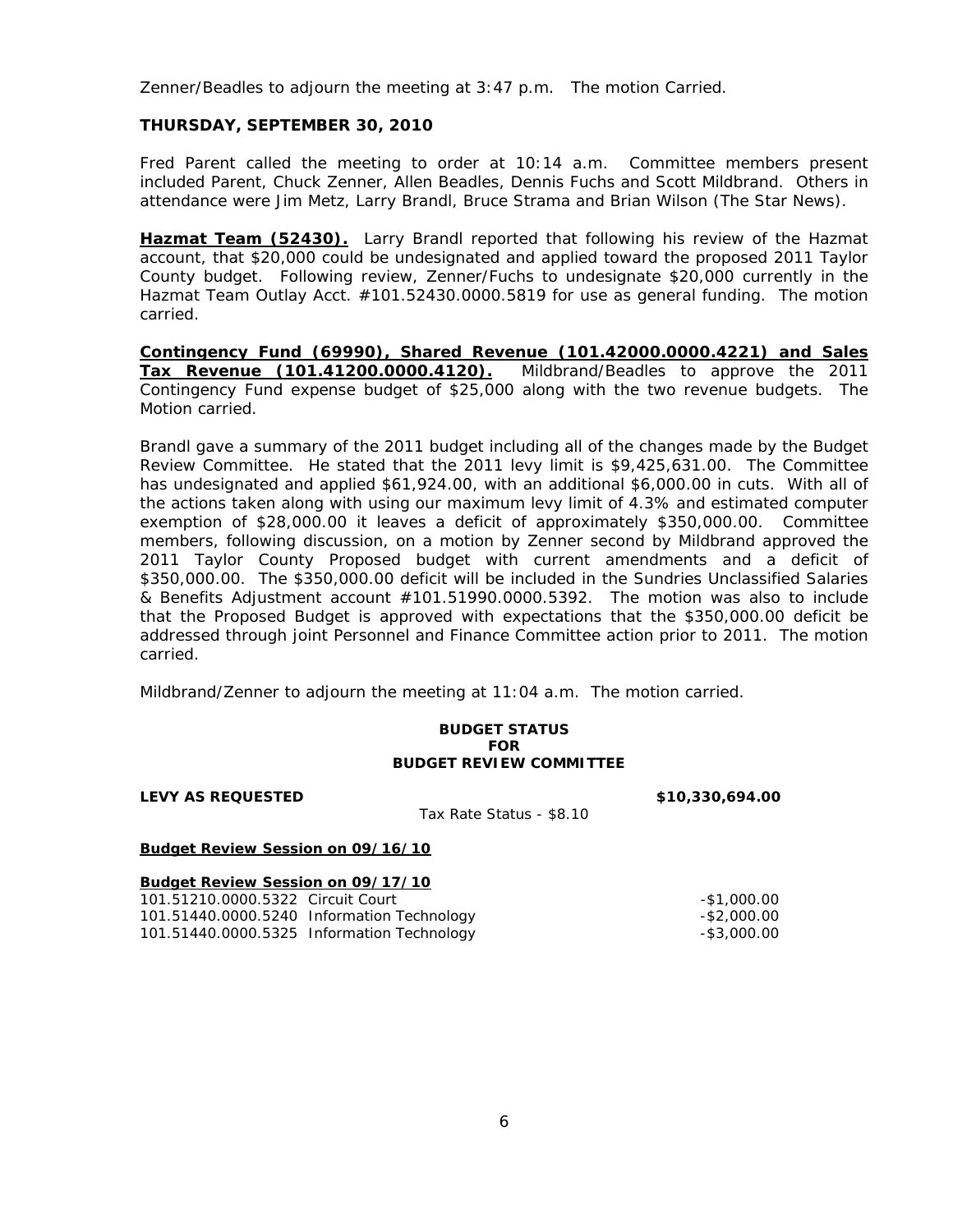Zenner/Beadles to adjourn the meeting at 3:47 p.m. The motion Carried.

**THURSDAY, SEPTEMBER 30, 2010**

Fred Parent called the meeting to order at 10:14 a.m. Committee members present included Parent, Chuck Zenner, Allen Beadles, Dennis Fuchs and Scott Mildbrand. Others in attendance were Jim Metz, Larry Brandl, Bruce Strama and Brian Wilson (The Star News).

**Hazmat Team (52430).** Larry Brandl reported that following his review of the Hazmat account, that $20,000 could be undesignated and applied toward the proposed 2011 Taylor County budget. Following review, Zenner/Fuchs to undesignate $20,000 currently in the Hazmat Team Outlay Acct. #101.52430.0000.5819 for use as general funding. The motion carried.

**Contingency Fund (69990), Shared Revenue (101.42000.0000.4221) and Sales Tax Revenue (101.41200.0000.4120).** Mildbrand/Beadles to approve the 2011 Contingency Fund expense budget of $25,000 along with the two revenue budgets. The Motion carried.

Brandl gave a summary of the 2011 budget including all of the changes made by the Budget Review Committee. He stated that the 2011 levy limit is $9,425,631.00. The Committee has undesignated and applied $61,924.00, with an additional $6,000.00 in cuts. With all of the actions taken along with using our maximum levy limit of 4.3% and estimated computer exemption of $28,000.00 it leaves a deficit of approximately $350,000.00. Committee members, following discussion, on a motion by Zenner second by Mildbrand approved the 2011 Taylor County Proposed budget with current amendments and a deficit of $350,000.00. The $350,000.00 deficit will be included in the Sundries Unclassified Salaries & Benefits Adjustment account #101.51990.0000.5392. The motion was also to include that the Proposed Budget is approved with expectations that the $350,000.00 deficit be addressed through joint Personnel and Finance Committee action prior to 2011. The motion carried.

Mildbrand/Zenner to adjourn the meeting at 11:04 a.m. The motion carried.

**BUDGET STATUS**
**FOR**
**BUDGET REVIEW COMMITTEE**

**LEVY AS REQUESTED** **$10,330,694.00**

Tax Rate Status - $8.10

**Budget Review Session on 09/16/10**

**Budget Review Session on 09/17/10**

| | | |
|---|---|---|
| 101.51210.0000.5322 | Circuit Court | -$1,000.00 |
| 101.51440.0000.5240 | Information Technology | -$2,000.00 |
| 101.51440.0000.5325 | Information Technology | -$3,000.00 |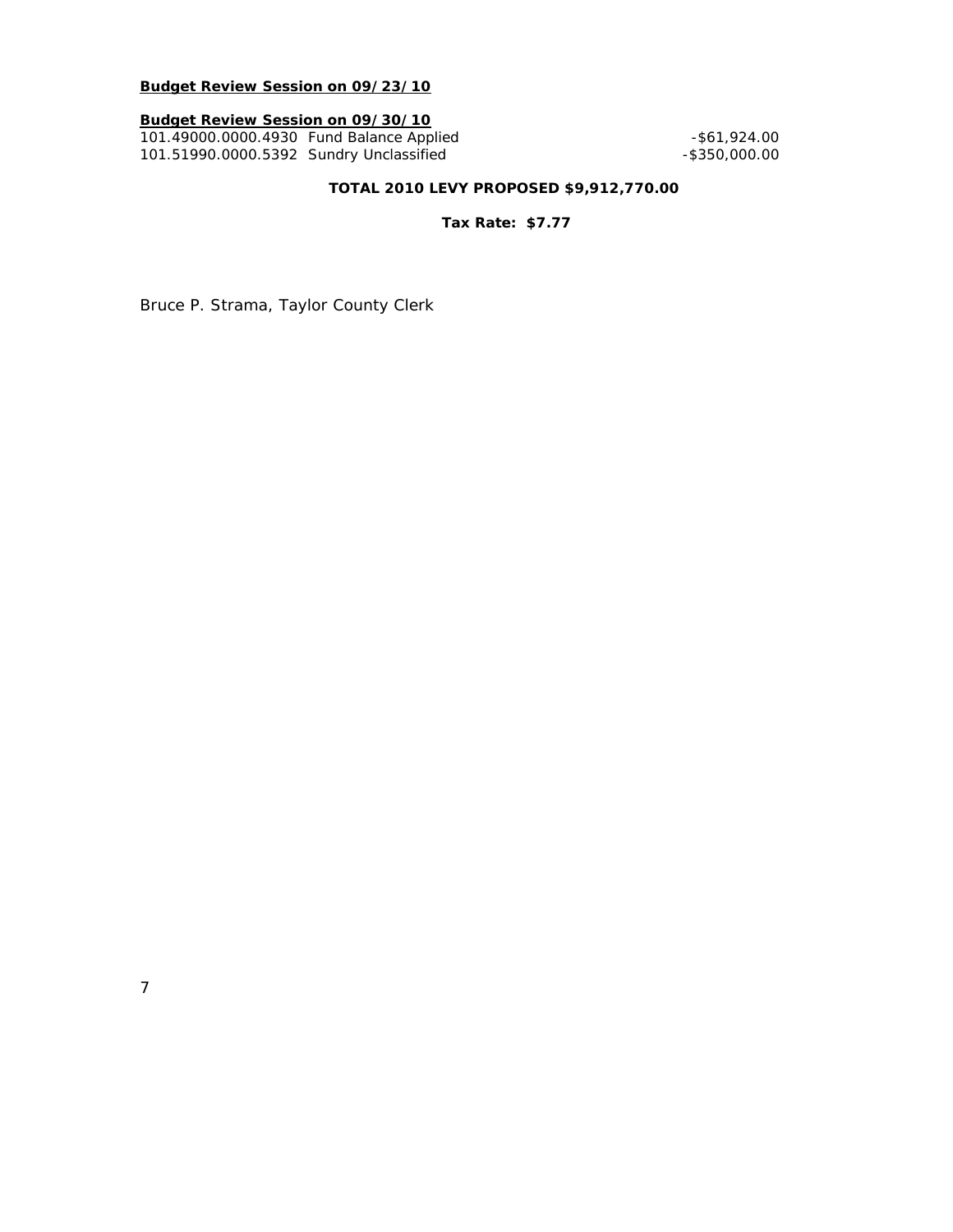**Budget Review Session on 09/23/10**

**Budget Review Session on 09/30/10**

| | | |
|---|---|---|
| 101.49000.0000.4930 | Fund Balance Applied | -$61,924.00 |
| 101.51990.0000.5392 | Sundry Unclassified | -$350,000.00 |

**TOTAL 2010 LEVY PROPOSED $9,912,770.00**

**Tax Rate: $7.77**

Bruce P. Strama, Taylor County Clerk